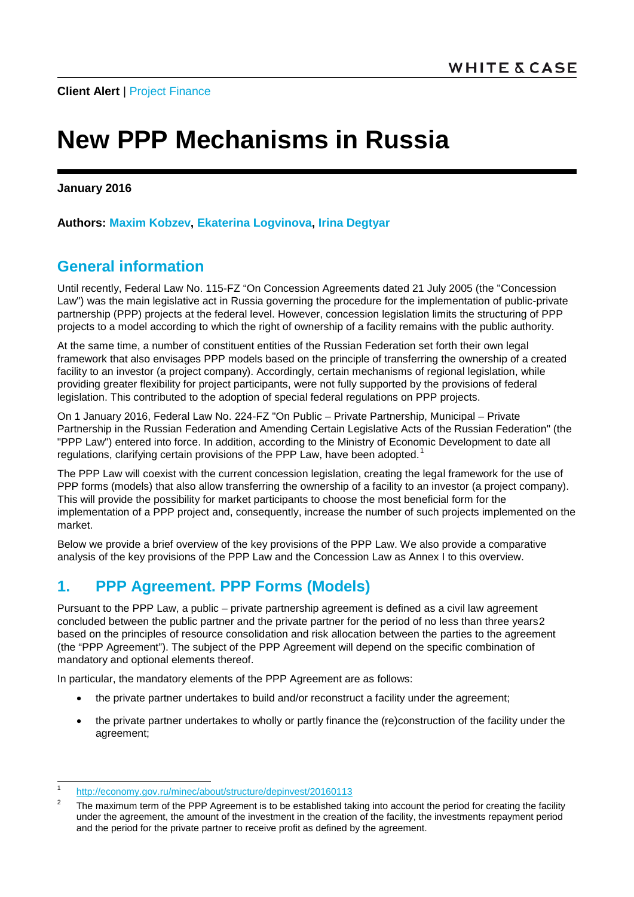**Client Alert** | Project Finance

# New PPP Mechanisms in Russia

**January 2016**

**Authors: Maxim Kobzev, Ekaterina Logvinova, Irina Degtyar**

## General information

Until recently, Federal Law No. 115-FZ "On Concession Agreements dated 21 July 2005 (the "Concession Law") was the main legislative act in Russia governing the procedure for the implementation of public-private partnership (PPP) projects at the federal level. However, concession legislation limits the structuring of PPP projects to a model according to which the right of ownership of a facility remains with the public authority.

At the same time, a number of constituent entities of the Russian Federation set forth their own legal framework that also envisages PPP models based on the principle of transferring the ownership of a created facility to an investor (a project company). Accordingly, certain mechanisms of regional legislation, while providing greater flexibility for project participants, were not fully supported by the provisions of federal legislation. This contributed to the adoption of special federal regulations on PPP projects.

On 1 January 2016, Federal Law No. 224-FZ "On Public – Private Partnership, Municipal – Private Partnership in the Russian Federation and Amending Certain Legislative Acts of the Russian Federation" (the "PPP Law") entered into force. In addition, according to the Ministry of Economic Development to date all regulations, clarifying certain provisions of the PPP Law, have been adopted.[1]

The PPP Law will coexist with the current concession legislation, creating the legal framework for the use of PPP forms (models) that also allow transferring the ownership of a facility to an investor (a project company). This will provide the possibility for market participants to choose the most beneficial form for the implementation of a PPP project and, consequently, increase the number of such projects implemented on the market.

Below we provide a brief overview of the key provisions of the PPP Law. We also provide a comparative analysis of the key provisions of the PPP Law and the Concession Law as Annex I to this overview.

## 1. PPP Agreement. PPP Forms (Models)

Pursuant to the PPP Law, a public – private partnership agreement is defined as a civil law agreement concluded between the public partner and the private partner for the period of no less than three years[2] based on the principles of resource consolidation and risk allocation between the parties to the agreement (the "PPP Agreement"). The subject of the PPP Agreement will depend on the specific combination of mandatory and optional elements thereof.

In particular, the mandatory elements of the PPP Agreement are as follows:

- the private partner undertakes to build and/or reconstruct a facility under the agreement;
- the private partner undertakes to wholly or partly finance the (re)construction of the facility under the agreement;

---

[1] http://economy.gov.ru/minec/about/structure/depinvest/20160113

[2] The maximum term of the PPP Agreement is to be established taking into account the period for creating the facility under the agreement, the amount of the investment in the creation of the facility, the investments repayment period and the period for the private partner to receive profit as defined by the agreement.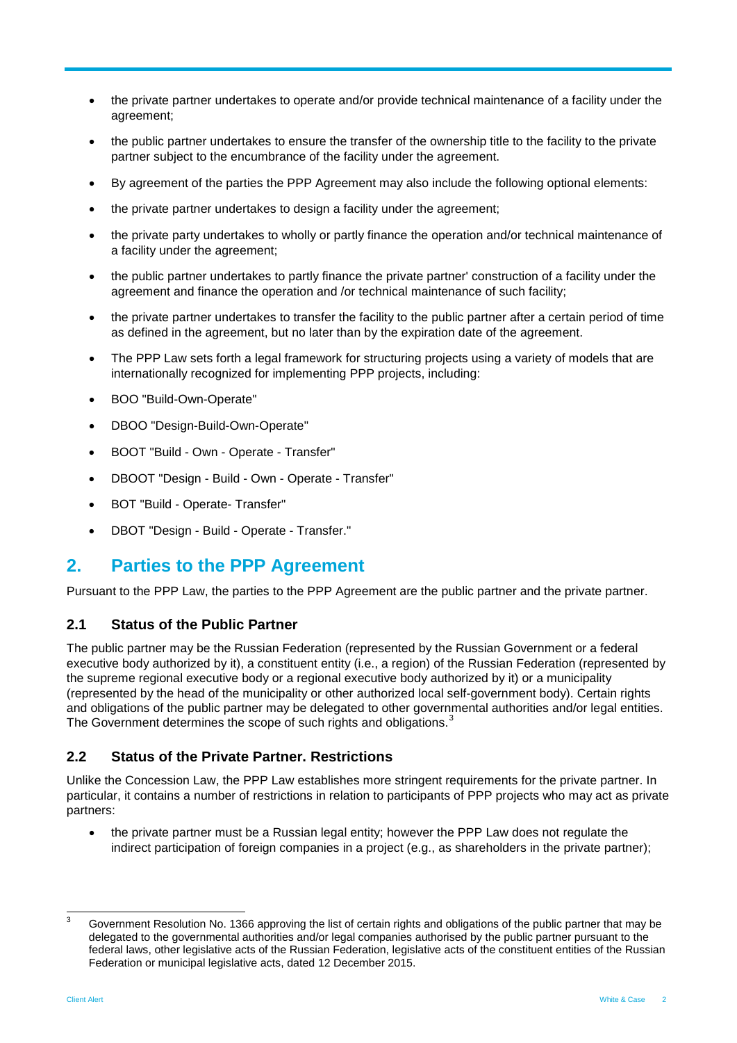- the private partner undertakes to operate and/or provide technical maintenance of a facility under the agreement;
- the public partner undertakes to ensure the transfer of the ownership title to the facility to the private partner subject to the encumbrance of the facility under the agreement.
- By agreement of the parties the PPP Agreement may also include the following optional elements:
- the private partner undertakes to design a facility under the agreement;
- the private party undertakes to wholly or partly finance the operation and/or technical maintenance of a facility under the agreement;
- the public partner undertakes to partly finance the private partner' construction of a facility under the agreement and finance the operation and /or technical maintenance of such facility;
- the private partner undertakes to transfer the facility to the public partner after a certain period of time as defined in the agreement, but no later than by the expiration date of the agreement.
- The PPP Law sets forth a legal framework for structuring projects using a variety of models that are internationally recognized for implementing PPP projects, including:
- BOO "Build-Own-Operate"
- DBOO "Design-Build-Own-Operate"
- BOOT "Build - Own - Operate - Transfer"
- DBOOT "Design - Build - Own - Operate - Transfer"
- BOT "Build - Operate- Transfer"
- DBOT "Design - Build - Operate - Transfer."

## 2. Parties to the PPP Agreement

Pursuant to the PPP Law, the parties to the PPP Agreement are the public partner and the private partner.

### 2.1 Status of the Public Partner

The public partner may be the Russian Federation (represented by the Russian Government or a federal executive body authorized by it), a constituent entity (i.e., a region) of the Russian Federation (represented by the supreme regional executive body or a regional executive body authorized by it) or a municipality (represented by the head of the municipality or other authorized local self-government body). Certain rights and obligations of the public partner may be delegated to other governmental authorities and/or legal entities. The Government determines the scope of such rights and obligations.[3]

### 2.2 Status of the Private Partner. Restrictions

Unlike the Concession Law, the PPP Law establishes more stringent requirements for the private partner. In particular, it contains a number of restrictions in relation to participants of PPP projects who may act as private partners:

- the private partner must be a Russian legal entity; however the PPP Law does not regulate the indirect participation of foreign companies in a project (e.g., as shareholders in the private partner);

[3] Government Resolution No. 1366 approving the list of certain rights and obligations of the public partner that may be delegated to the governmental authorities and/or legal companies authorised by the public partner pursuant to the federal laws, other legislative acts of the Russian Federation, legislative acts of the constituent entities of the Russian Federation or municipal legislative acts, dated 12 December 2015.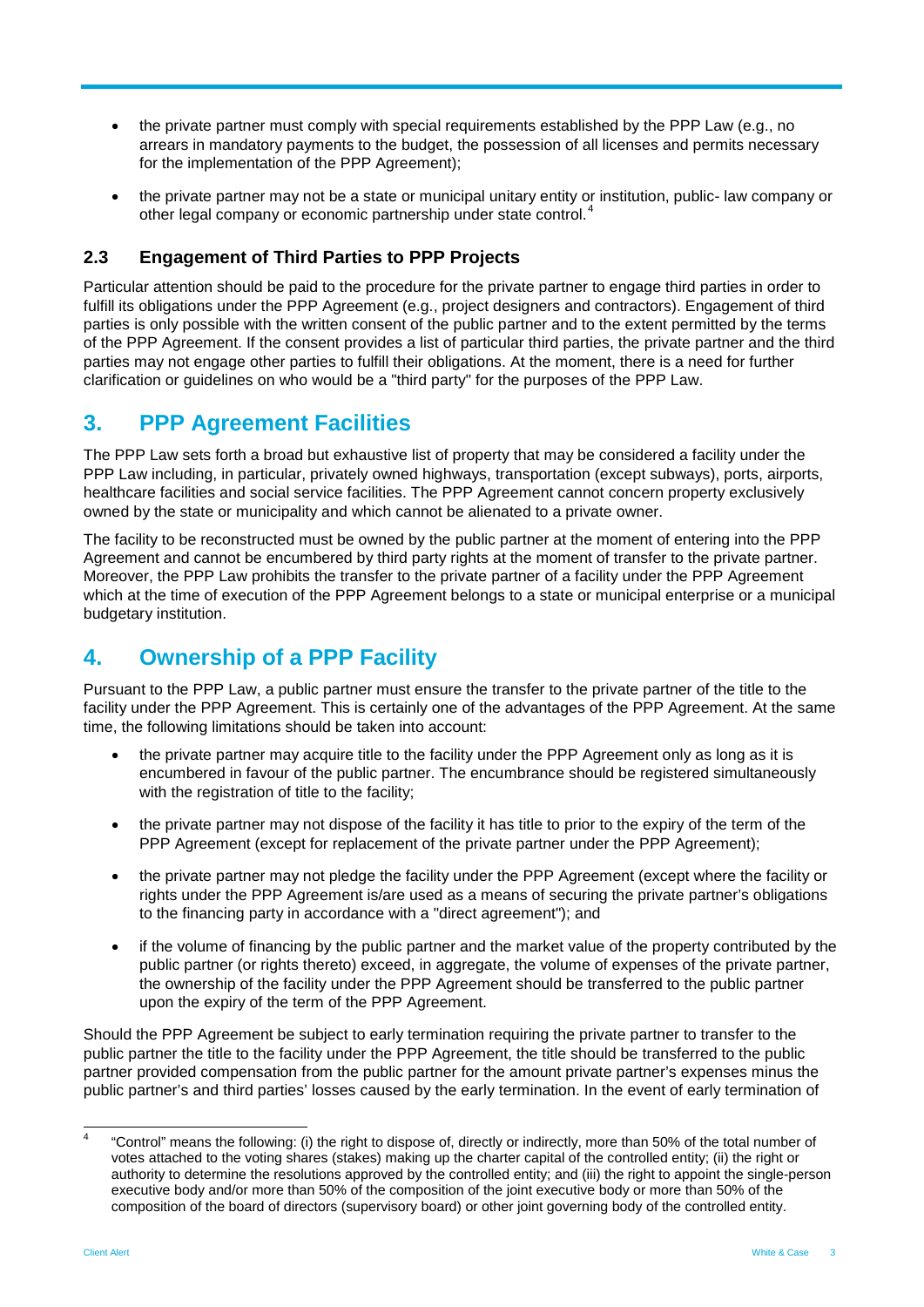- the private partner must comply with special requirements established by the PPP Law (e.g., no arrears in mandatory payments to the budget, the possession of all licenses and permits necessary for the implementation of the PPP Agreement);
- the private partner may not be a state or municipal unitary entity or institution, public- law company or other legal company or economic partnership under state control.[4]

### 2.3 Engagement of Third Parties to PPP Projects

Particular attention should be paid to the procedure for the private partner to engage third parties in order to fulfill its obligations under the PPP Agreement (e.g., project designers and contractors). Engagement of third parties is only possible with the written consent of the public partner and to the extent permitted by the terms of the PPP Agreement. If the consent provides a list of particular third parties, the private partner and the third parties may not engage other parties to fulfill their obligations. At the moment, there is a need for further clarification or guidelines on who would be a "third party" for the purposes of the PPP Law.

## 3. PPP Agreement Facilities

The PPP Law sets forth a broad but exhaustive list of property that may be considered a facility under the PPP Law including, in particular, privately owned highways, transportation (except subways), ports, airports, healthcare facilities and social service facilities. The PPP Agreement cannot concern property exclusively owned by the state or municipality and which cannot be alienated to a private owner.

The facility to be reconstructed must be owned by the public partner at the moment of entering into the PPP Agreement and cannot be encumbered by third party rights at the moment of transfer to the private partner. Moreover, the PPP Law prohibits the transfer to the private partner of a facility under the PPP Agreement which at the time of execution of the PPP Agreement belongs to a state or municipal enterprise or a municipal budgetary institution.

## 4. Ownership of a PPP Facility

Pursuant to the PPP Law, a public partner must ensure the transfer to the private partner of the title to the facility under the PPP Agreement. This is certainly one of the advantages of the PPP Agreement. At the same time, the following limitations should be taken into account:

- the private partner may acquire title to the facility under the PPP Agreement only as long as it is encumbered in favour of the public partner. The encumbrance should be registered simultaneously with the registration of title to the facility;
- the private partner may not dispose of the facility it has title to prior to the expiry of the term of the PPP Agreement (except for replacement of the private partner under the PPP Agreement);
- the private partner may not pledge the facility under the PPP Agreement (except where the facility or rights under the PPP Agreement is/are used as a means of securing the private partner's obligations to the financing party in accordance with a "direct agreement"); and
- if the volume of financing by the public partner and the market value of the property contributed by the public partner (or rights thereto) exceed, in aggregate, the volume of expenses of the private partner, the ownership of the facility under the PPP Agreement should be transferred to the public partner upon the expiry of the term of the PPP Agreement.

Should the PPP Agreement be subject to early termination requiring the private partner to transfer to the public partner the title to the facility under the PPP Agreement, the title should be transferred to the public partner provided compensation from the public partner for the amount private partner's expenses minus the public partner's and third parties' losses caused by the early termination. In the event of early termination of

[4] "Control" means the following: (i) the right to dispose of, directly or indirectly, more than 50% of the total number of votes attached to the voting shares (stakes) making up the charter capital of the controlled entity; (ii) the right or authority to determine the resolutions approved by the controlled entity; and (iii) the right to appoint the single-person executive body and/or more than 50% of the composition of the joint executive body or more than 50% of the composition of the board of directors (supervisory board) or other joint governing body of the controlled entity.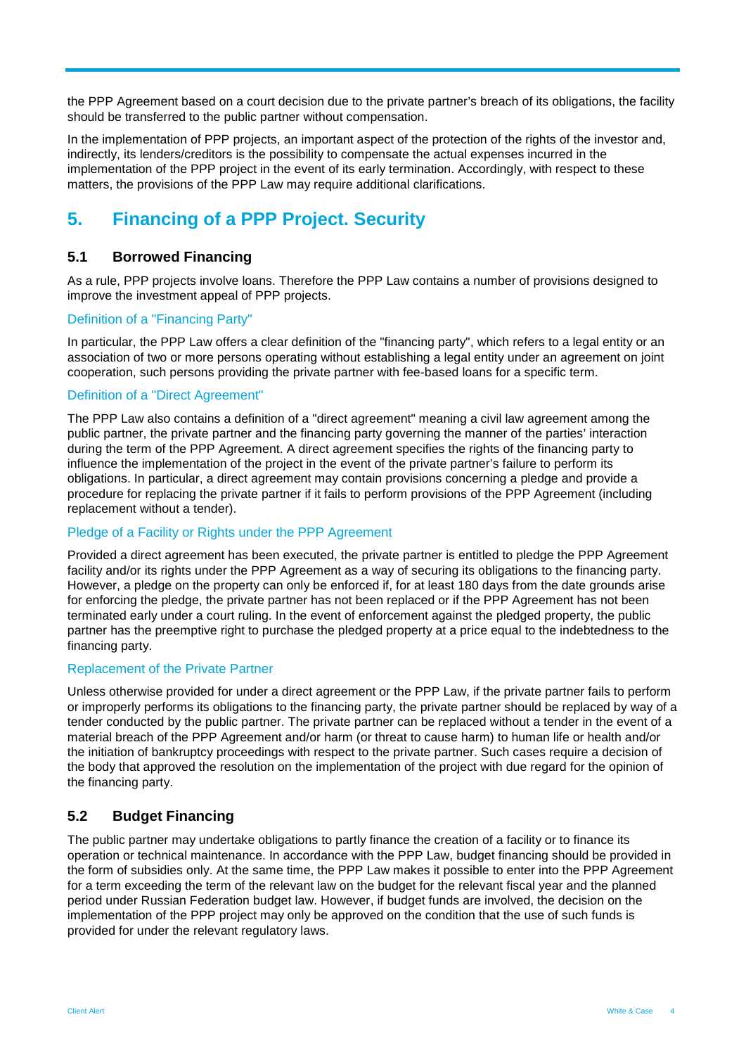the PPP Agreement based on a court decision due to the private partner's breach of its obligations, the facility should be transferred to the public partner without compensation.

In the implementation of PPP projects, an important aspect of the protection of the rights of the investor and, indirectly, its lenders/creditors is the possibility to compensate the actual expenses incurred in the implementation of the PPP project in the event of its early termination. Accordingly, with respect to these matters, the provisions of the PPP Law may require additional clarifications.

## 5. Financing of a PPP Project. Security

### 5.1 Borrowed Financing

As a rule, PPP projects involve loans. Therefore the PPP Law contains a number of provisions designed to improve the investment appeal of PPP projects.

#### Definition of a "Financing Party"

In particular, the PPP Law offers a clear definition of the "financing party", which refers to a legal entity or an association of two or more persons operating without establishing a legal entity under an agreement on joint cooperation, such persons providing the private partner with fee-based loans for a specific term.

#### Definition of a "Direct Agreement"

The PPP Law also contains a definition of a "direct agreement" meaning a civil law agreement among the public partner, the private partner and the financing party governing the manner of the parties' interaction during the term of the PPP Agreement. A direct agreement specifies the rights of the financing party to influence the implementation of the project in the event of the private partner's failure to perform its obligations. In particular, a direct agreement may contain provisions concerning a pledge and provide a procedure for replacing the private partner if it fails to perform provisions of the PPP Agreement (including replacement without a tender).

#### Pledge of a Facility or Rights under the PPP Agreement

Provided a direct agreement has been executed, the private partner is entitled to pledge the PPP Agreement facility and/or its rights under the PPP Agreement as a way of securing its obligations to the financing party. However, a pledge on the property can only be enforced if, for at least 180 days from the date grounds arise for enforcing the pledge, the private partner has not been replaced or if the PPP Agreement has not been terminated early under a court ruling. In the event of enforcement against the pledged property, the public partner has the preemptive right to purchase the pledged property at a price equal to the indebtedness to the financing party.

#### Replacement of the Private Partner

Unless otherwise provided for under a direct agreement or the PPP Law, if the private partner fails to perform or improperly performs its obligations to the financing party, the private partner should be replaced by way of a tender conducted by the public partner. The private partner can be replaced without a tender in the event of a material breach of the PPP Agreement and/or harm (or threat to cause harm) to human life or health and/or the initiation of bankruptcy proceedings with respect to the private partner. Such cases require a decision of the body that approved the resolution on the implementation of the project with due regard for the opinion of the financing party.

### 5.2 Budget Financing

The public partner may undertake obligations to partly finance the creation of a facility or to finance its operation or technical maintenance. In accordance with the PPP Law, budget financing should be provided in the form of subsidies only. At the same time, the PPP Law makes it possible to enter into the PPP Agreement for a term exceeding the term of the relevant law on the budget for the relevant fiscal year and the planned period under Russian Federation budget law. However, if budget funds are involved, the decision on the implementation of the PPP project may only be approved on the condition that the use of such funds is provided for under the relevant regulatory laws.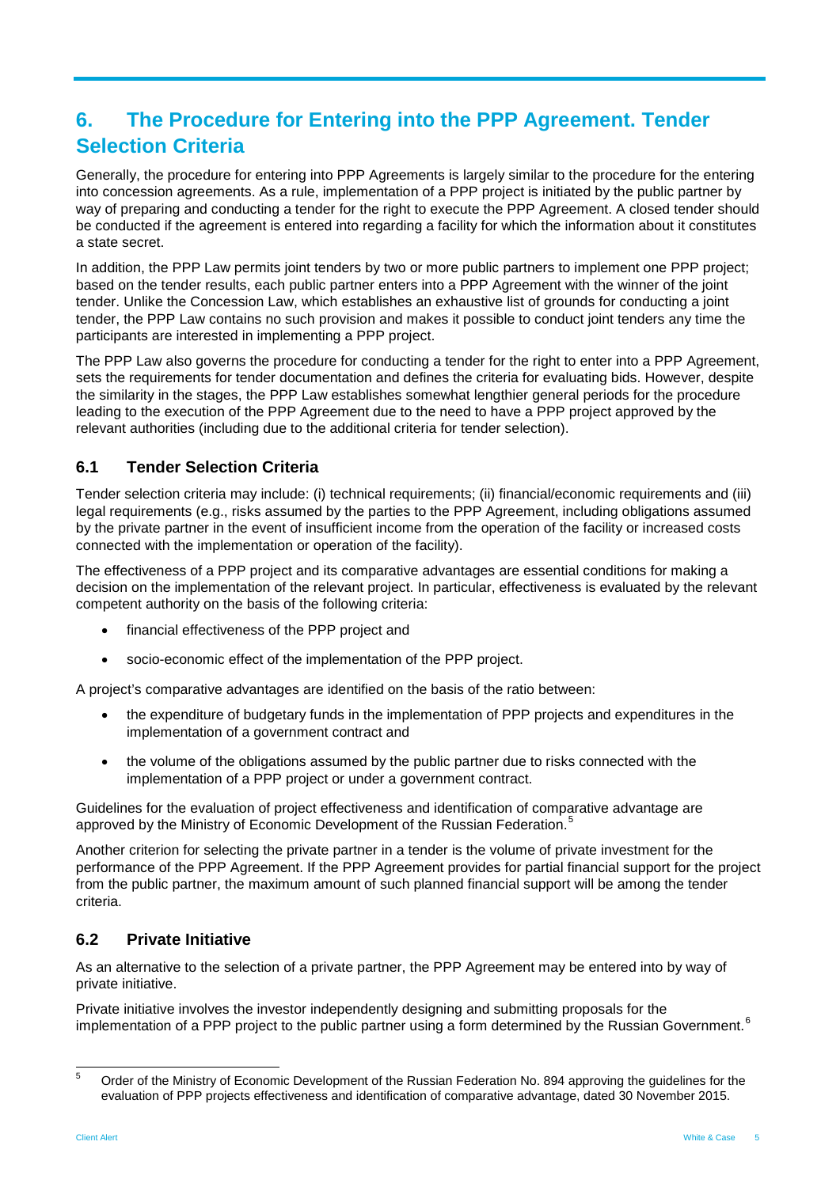## 6. The Procedure for Entering into the PPP Agreement. Tender Selection Criteria

Generally, the procedure for entering into PPP Agreements is largely similar to the procedure for the entering into concession agreements. As a rule, implementation of a PPP project is initiated by the public partner by way of preparing and conducting a tender for the right to execute the PPP Agreement. A closed tender should be conducted if the agreement is entered into regarding a facility for which the information about it constitutes a state secret.

In addition, the PPP Law permits joint tenders by two or more public partners to implement one PPP project; based on the tender results, each public partner enters into a PPP Agreement with the winner of the joint tender. Unlike the Concession Law, which establishes an exhaustive list of grounds for conducting a joint tender, the PPP Law contains no such provision and makes it possible to conduct joint tenders any time the participants are interested in implementing a PPP project.

The PPP Law also governs the procedure for conducting a tender for the right to enter into a PPP Agreement, sets the requirements for tender documentation and defines the criteria for evaluating bids. However, despite the similarity in the stages, the PPP Law establishes somewhat lengthier general periods for the procedure leading to the execution of the PPP Agreement due to the need to have a PPP project approved by the relevant authorities (including due to the additional criteria for tender selection).

### 6.1 Tender Selection Criteria

Tender selection criteria may include: (i) technical requirements; (ii) financial/economic requirements and (iii) legal requirements (e.g., risks assumed by the parties to the PPP Agreement, including obligations assumed by the private partner in the event of insufficient income from the operation of the facility or increased costs connected with the implementation or operation of the facility).

The effectiveness of a PPP project and its comparative advantages are essential conditions for making a decision on the implementation of the relevant project. In particular, effectiveness is evaluated by the relevant competent authority on the basis of the following criteria:

- financial effectiveness of the PPP project and
- socio-economic effect of the implementation of the PPP project.

A project's comparative advantages are identified on the basis of the ratio between:

- the expenditure of budgetary funds in the implementation of PPP projects and expenditures in the implementation of a government contract and
- the volume of the obligations assumed by the public partner due to risks connected with the implementation of a PPP project or under a government contract.

Guidelines for the evaluation of project effectiveness and identification of comparative advantage are approved by the Ministry of Economic Development of the Russian Federation.[5]

Another criterion for selecting the private partner in a tender is the volume of private investment for the performance of the PPP Agreement. If the PPP Agreement provides for partial financial support for the project from the public partner, the maximum amount of such planned financial support will be among the tender criteria.

### 6.2 Private Initiative

As an alternative to the selection of a private partner, the PPP Agreement may be entered into by way of private initiative.

Private initiative involves the investor independently designing and submitting proposals for the implementation of a PPP project to the public partner using a form determined by the Russian Government.[6]

---

[5] Order of the Ministry of Economic Development of the Russian Federation No. 894 approving the guidelines for the evaluation of PPP projects effectiveness and identification of comparative advantage, dated 30 November 2015.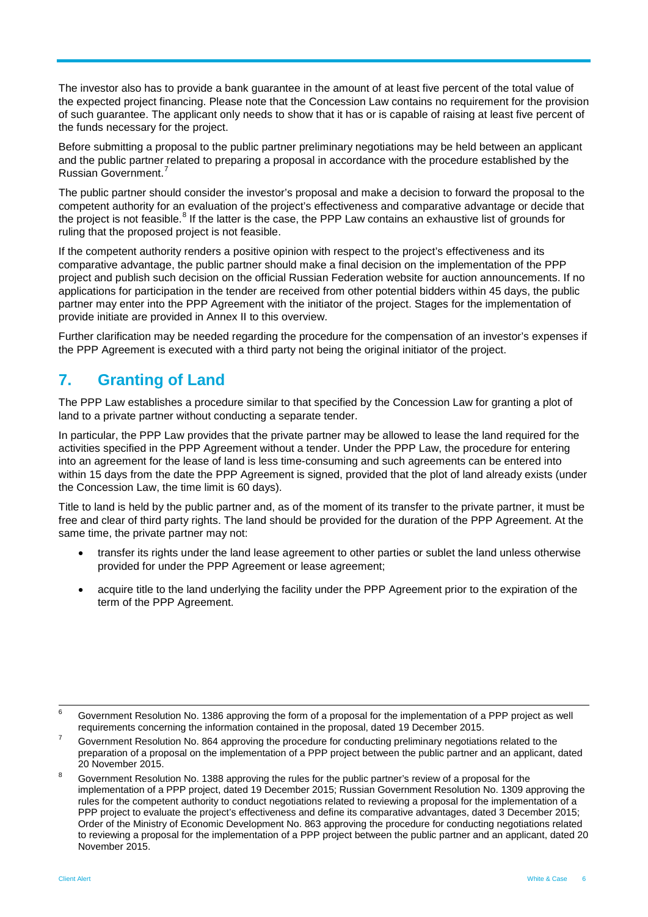The investor also has to provide a bank guarantee in the amount of at least five percent of the total value of the expected project financing. Please note that the Concession Law contains no requirement for the provision of such guarantee. The applicant only needs to show that it has or is capable of raising at least five percent of the funds necessary for the project.

Before submitting a proposal to the public partner preliminary negotiations may be held between an applicant and the public partner related to preparing a proposal in accordance with the procedure established by the Russian Government.[7]

The public partner should consider the investor's proposal and make a decision to forward the proposal to the competent authority for an evaluation of the project's effectiveness and comparative advantage or decide that the project is not feasible.[8] If the latter is the case, the PPP Law contains an exhaustive list of grounds for ruling that the proposed project is not feasible.

If the competent authority renders a positive opinion with respect to the project's effectiveness and its comparative advantage, the public partner should make a final decision on the implementation of the PPP project and publish such decision on the official Russian Federation website for auction announcements. If no applications for participation in the tender are received from other potential bidders within 45 days, the public partner may enter into the PPP Agreement with the initiator of the project. Stages for the implementation of provide initiate are provided in Annex II to this overview.

Further clarification may be needed regarding the procedure for the compensation of an investor's expenses if the PPP Agreement is executed with a third party not being the original initiator of the project.

## 7. Granting of Land

The PPP Law establishes a procedure similar to that specified by the Concession Law for granting a plot of land to a private partner without conducting a separate tender.

In particular, the PPP Law provides that the private partner may be allowed to lease the land required for the activities specified in the PPP Agreement without a tender. Under the PPP Law, the procedure for entering into an agreement for the lease of land is less time-consuming and such agreements can be entered into within 15 days from the date the PPP Agreement is signed, provided that the plot of land already exists (under the Concession Law, the time limit is 60 days).

Title to land is held by the public partner and, as of the moment of its transfer to the private partner, it must be free and clear of third party rights. The land should be provided for the duration of the PPP Agreement. At the same time, the private partner may not:

- transfer its rights under the land lease agreement to other parties or sublet the land unless otherwise provided for under the PPP Agreement or lease agreement;
- acquire title to the land underlying the facility under the PPP Agreement prior to the expiration of the term of the PPP Agreement.

---

[6] Government Resolution No. 1386 approving the form of a proposal for the implementation of a PPP project as well requirements concerning the information contained in the proposal, dated 19 December 2015.

[7] Government Resolution No. 864 approving the procedure for conducting preliminary negotiations related to the preparation of a proposal on the implementation of a PPP project between the public partner and an applicant, dated 20 November 2015.

[8] Government Resolution No. 1388 approving the rules for the public partner's review of a proposal for the implementation of a PPP project, dated 19 December 2015; Russian Government Resolution No. 1309 approving the rules for the competent authority to conduct negotiations related to reviewing a proposal for the implementation of a PPP project to evaluate the project's effectiveness and define its comparative advantages, dated 3 December 2015; Order of the Ministry of Economic Development No. 863 approving the procedure for conducting negotiations related to reviewing a proposal for the implementation of a PPP project between the public partner and an applicant, dated 20 November 2015.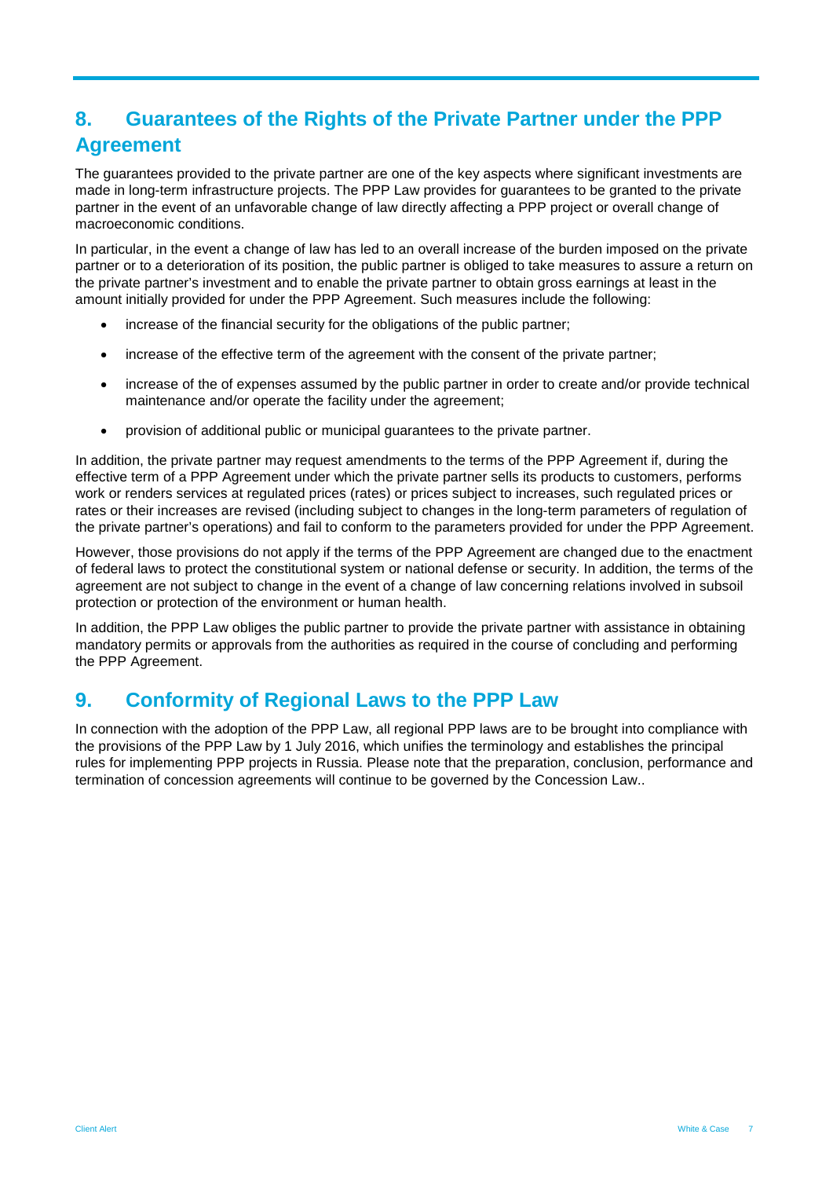## 8. Guarantees of the Rights of the Private Partner under the PPP Agreement

The guarantees provided to the private partner are one of the key aspects where significant investments are made in long-term infrastructure projects. The PPP Law provides for guarantees to be granted to the private partner in the event of an unfavorable change of law directly affecting a PPP project or overall change of macroeconomic conditions.

In particular, in the event a change of law has led to an overall increase of the burden imposed on the private partner or to a deterioration of its position, the public partner is obliged to take measures to assure a return on the private partner's investment and to enable the private partner to obtain gross earnings at least in the amount initially provided for under the PPP Agreement. Such measures include the following:

- increase of the financial security for the obligations of the public partner;
- increase of the effective term of the agreement with the consent of the private partner;
- increase of the of expenses assumed by the public partner in order to create and/or provide technical maintenance and/or operate the facility under the agreement;
- provision of additional public or municipal guarantees to the private partner.

In addition, the private partner may request amendments to the terms of the PPP Agreement if, during the effective term of a PPP Agreement under which the private partner sells its products to customers, performs work or renders services at regulated prices (rates) or prices subject to increases, such regulated prices or rates or their increases are revised (including subject to changes in the long-term parameters of regulation of the private partner's operations) and fail to conform to the parameters provided for under the PPP Agreement.

However, those provisions do not apply if the terms of the PPP Agreement are changed due to the enactment of federal laws to protect the constitutional system or national defense or security. In addition, the terms of the agreement are not subject to change in the event of a change of law concerning relations involved in subsoil protection or protection of the environment or human health.

In addition, the PPP Law obliges the public partner to provide the private partner with assistance in obtaining mandatory permits or approvals from the authorities as required in the course of concluding and performing the PPP Agreement.

## 9. Conformity of Regional Laws to the PPP Law

In connection with the adoption of the PPP Law, all regional PPP laws are to be brought into compliance with the provisions of the PPP Law by 1 July 2016, which unifies the terminology and establishes the principal rules for implementing PPP projects in Russia. Please note that the preparation, conclusion, performance and termination of concession agreements will continue to be governed by the Concession Law..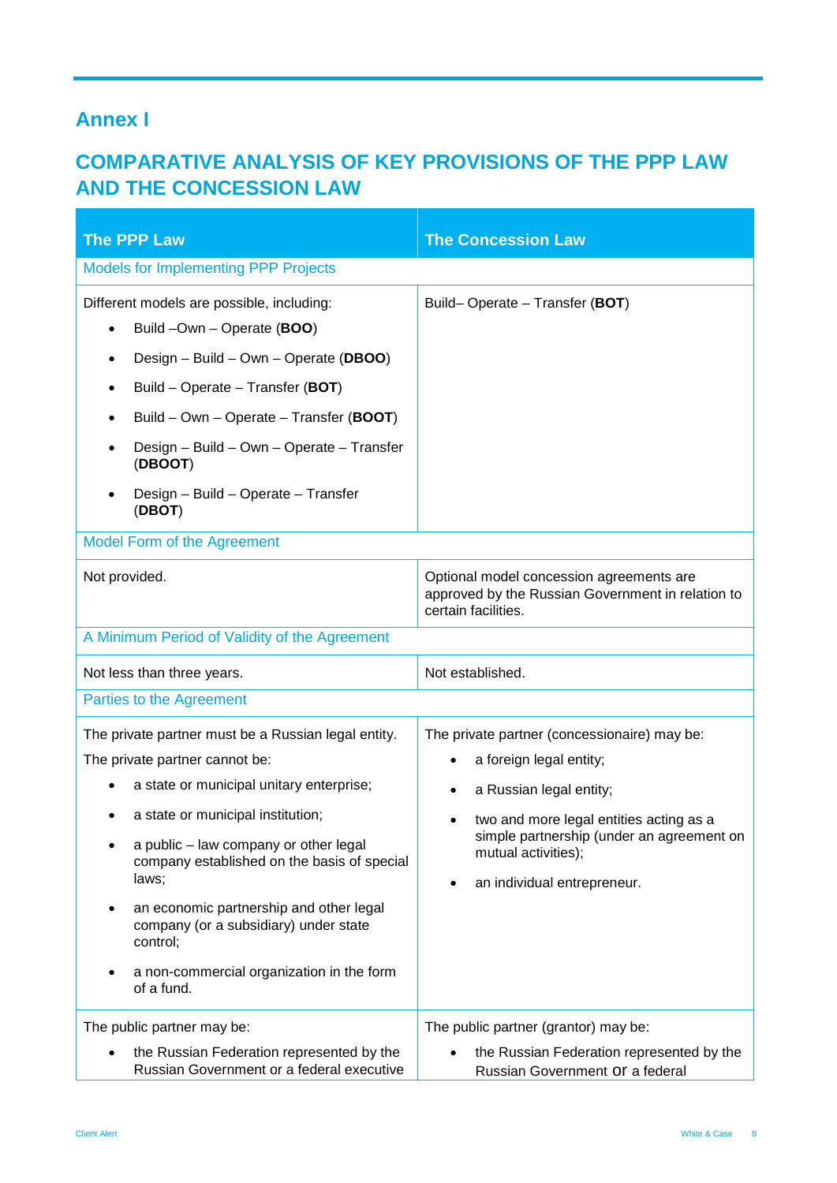## Annex I

## COMPARATIVE ANALYSIS OF KEY PROVISIONS OF THE PPP LAW AND THE CONCESSION LAW

| The PPP Law | The Concession Law |
|---|---|
| Models for Implementing PPP Projects | |
| Different models are possible, including:<br>• Build –Own – Operate (**BOO**)<br>• Design – Build – Own – Operate (**DBOO**)<br>• Build – Operate – Transfer (**BOT**)<br>• Build – Own – Operate – Transfer (**BOOT**)<br>• Design – Build – Own – Operate – Transfer (**DBOOT**)<br>• Design – Build – Operate – Transfer (**DBOT**) | Build– Operate – Transfer (**BOT**) |
| Model Form of the Agreement | |
| Not provided. | Optional model concession agreements are approved by the Russian Government in relation to certain facilities. |
| A Minimum Period of Validity of the Agreement | |
| Not less than three years. | Not established. |
| Parties to the Agreement | |
| The private partner must be a Russian legal entity.<br>The private partner cannot be:<br>• a state or municipal unitary enterprise;<br>• a state or municipal institution;<br>• a public – law company or other legal company established on the basis of special laws;<br>• an economic partnership and other legal company (or a subsidiary) under state control;<br>• a non-commercial organization in the form of a fund. | The private partner (concessionaire) may be:<br>• a foreign legal entity;<br>• a Russian legal entity;<br>• two and more legal entities acting as a simple partnership (under an agreement on mutual activities);<br>• an individual entrepreneur. |
| The public partner may be:<br>• the Russian Federation represented by the Russian Government or a federal executive | The public partner (grantor) may be:<br>• the Russian Federation represented by the Russian Government or a federal |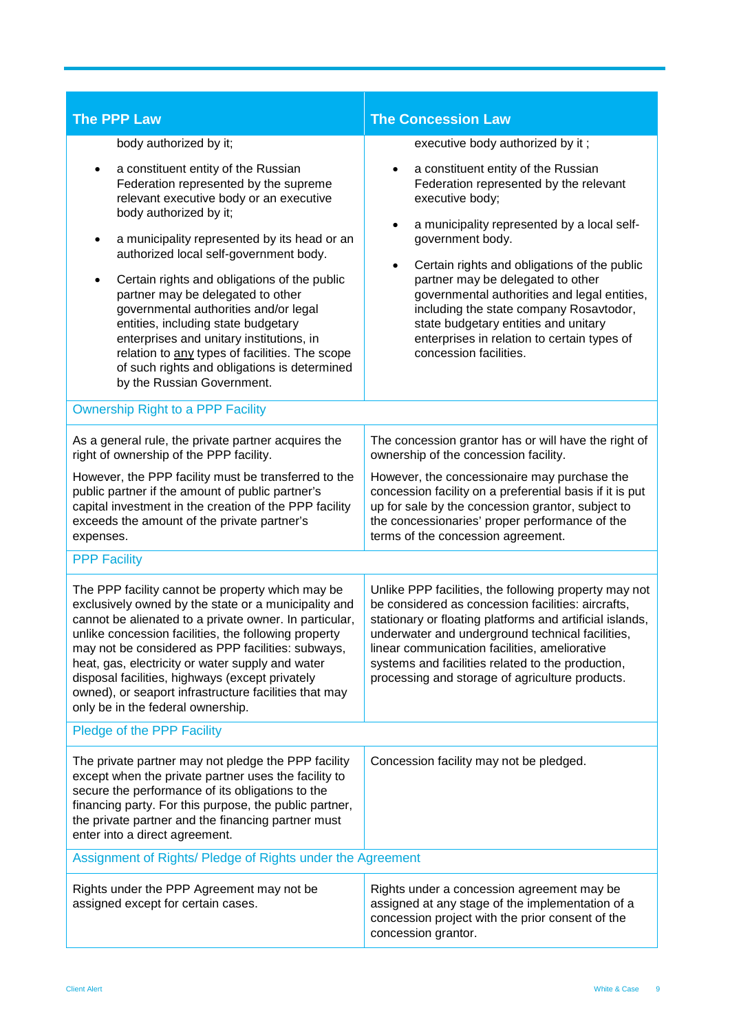| The PPP Law | The Concession Law |
| --- | --- |
| body authorized by it;<br>• a constituent entity of the Russian Federation represented by the supreme relevant executive body or an executive body authorized by it;<br>• a municipality represented by its head or an authorized local self-government body.<br>• Certain rights and obligations of the public partner may be delegated to other governmental authorities and/or legal entities, including state budgetary enterprises and unitary institutions, in relation to <u>any</u> types of facilities. The scope of such rights and obligations is determined by the Russian Government. | executive body authorized by it ;<br>• a constituent entity of the Russian Federation represented by the relevant executive body;<br>• a municipality represented by a local self-government body.<br>• Certain rights and obligations of the public partner may be delegated to other governmental authorities and legal entities, including the state company Rosavtodor, state budgetary entities and unitary enterprises in relation to certain types of concession facilities. |
| **Ownership Right to a PPP Facility** | |
| As a general rule, the private partner acquires the right of ownership of the PPP facility.<br><br>However, the PPP facility must be transferred to the public partner if the amount of public partner's capital investment in the creation of the PPP facility exceeds the amount of the private partner's expenses. | The concession grantor has or will have the right of ownership of the concession facility.<br><br>However, the concessionaire may purchase the concession facility on a preferential basis if it is put up for sale by the concession grantor, subject to the concessionaries' proper performance of the terms of the concession agreement. |
| **PPP Facility** | |
| The PPP facility cannot be property which may be exclusively owned by the state or a municipality and cannot be alienated to a private owner. In particular, unlike concession facilities, the following property may not be considered as PPP facilities: subways, heat, gas, electricity or water supply and water disposal facilities, highways (except privately owned), or seaport infrastructure facilities that may only be in the federal ownership. | Unlike PPP facilities, the following property may not be considered as concession facilities: aircrafts, stationary or floating platforms and artificial islands, underwater and underground technical facilities, linear communication facilities, ameliorative systems and facilities related to the production, processing and storage of agriculture products. |
| **Pledge of the PPP Facility** | |
| The private partner may not pledge the PPP facility except when the private partner uses the facility to secure the performance of its obligations to the financing party. For this purpose, the public partner, the private partner and the financing partner must enter into a direct agreement. | Concession facility may not be pledged. |
| **Assignment of Rights/ Pledge of Rights under the Agreement** | |
| Rights under the PPP Agreement may not be assigned except for certain cases. | Rights under a concession agreement may be assigned at any stage of the implementation of a concession project with the prior consent of the concession grantor. |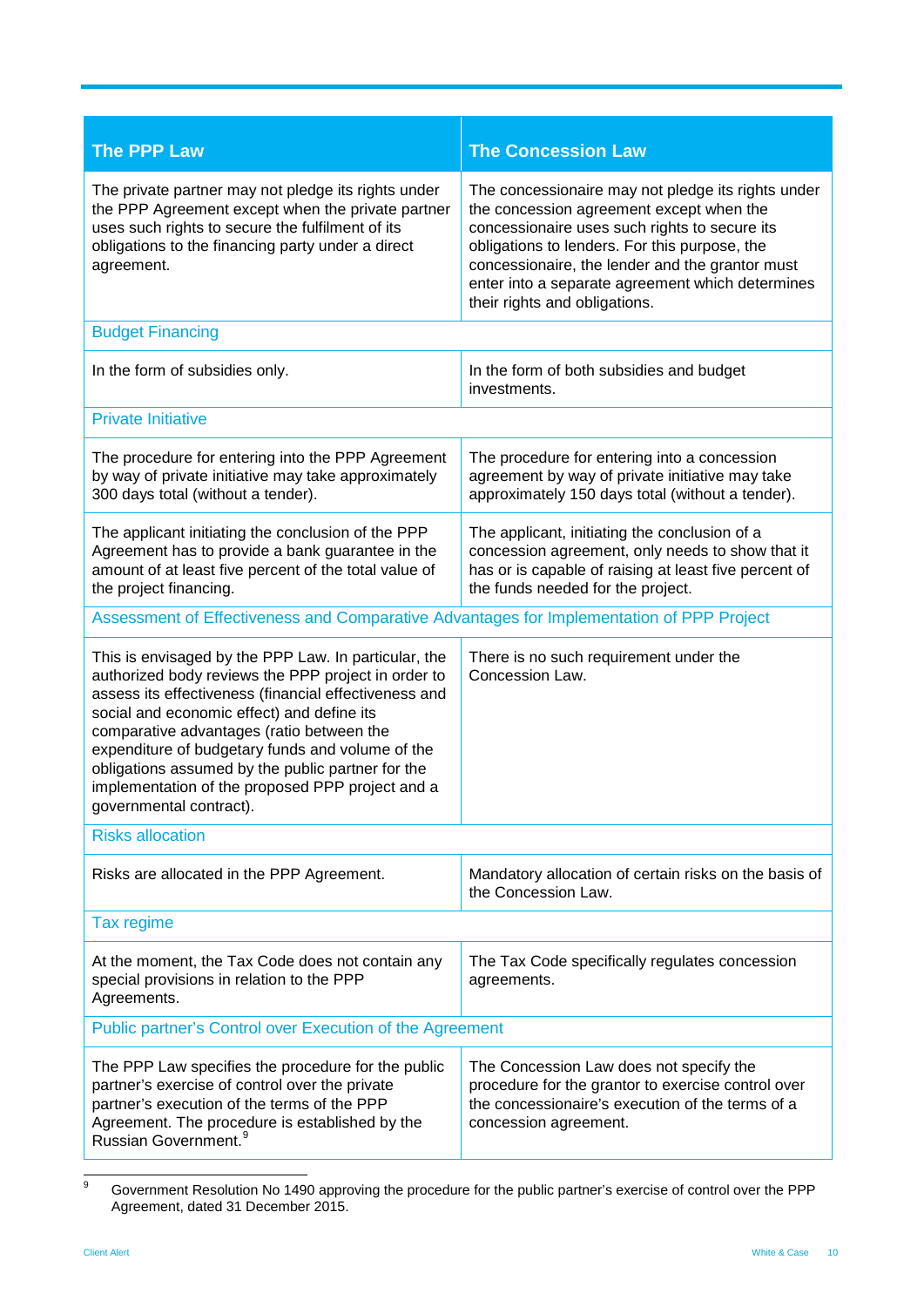| The PPP Law | The Concession Law |
|---|---|
| The private partner may not pledge its rights under the PPP Agreement except when the private partner uses such rights to secure the fulfilment of its obligations to the financing party under a direct agreement. | The concessionaire may not pledge its rights under the concession agreement except when the concessionaire uses such rights to secure its obligations to lenders. For this purpose, the concessionaire, the lender and the grantor must enter into a separate agreement which determines their rights and obligations. |
| **Budget Financing** | |
| In the form of subsidies only. | In the form of both subsidies and budget investments. |
| **Private Initiative** | |
| The procedure for entering into the PPP Agreement by way of private initiative may take approximately 300 days total (without a tender). | The procedure for entering into a concession agreement by way of private initiative may take approximately 150 days total (without a tender). |
| The applicant initiating the conclusion of the PPP Agreement has to provide a bank guarantee in the amount of at least five percent of the total value of the project financing. | The applicant, initiating the conclusion of a concession agreement, only needs to show that it has or is capable of raising at least five percent of the funds needed for the project. |
| **Assessment of Effectiveness and Comparative Advantages for Implementation of PPP Project** | |
| This is envisaged by the PPP Law. In particular, the authorized body reviews the PPP project in order to assess its effectiveness (financial effectiveness and social and economic effect) and define its comparative advantages (ratio between the expenditure of budgetary funds and volume of the obligations assumed by the public partner for the implementation of the proposed PPP project and a governmental contract). | There is no such requirement under the Concession Law. |
| **Risks allocation** | |
| Risks are allocated in the PPP Agreement. | Mandatory allocation of certain risks on the basis of the Concession Law. |
| **Tax regime** | |
| At the moment, the Tax Code does not contain any special provisions in relation to the PPP Agreements. | The Tax Code specifically regulates concession agreements. |
| **Public partner's Control over Execution of the Agreement** | |
| The PPP Law specifies the procedure for the public partner's exercise of control over the private partner's execution of the terms of the PPP Agreement. The procedure is established by the Russian Government.[9] | The Concession Law does not specify the procedure for the grantor to exercise control over the concessionaire's execution of the terms of a concession agreement. |

[9] Government Resolution No 1490 approving the procedure for the public partner's exercise of control over the PPP Agreement, dated 31 December 2015.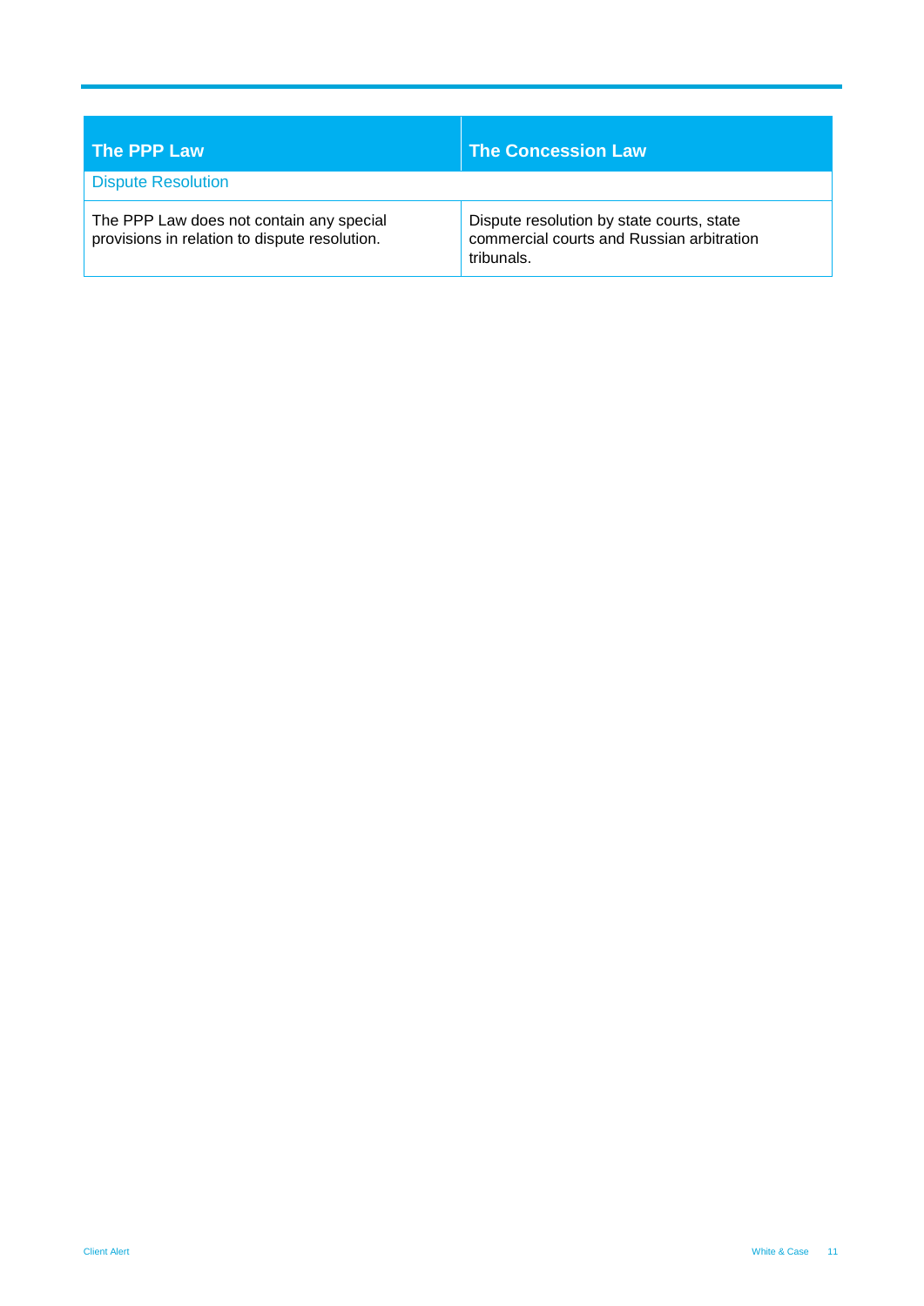| The PPP Law | The Concession Law |
|---|---|
| **Dispute Resolution** | |
| The PPP Law does not contain any special provisions in relation to dispute resolution. | Dispute resolution by state courts, state commercial courts and Russian arbitration tribunals. |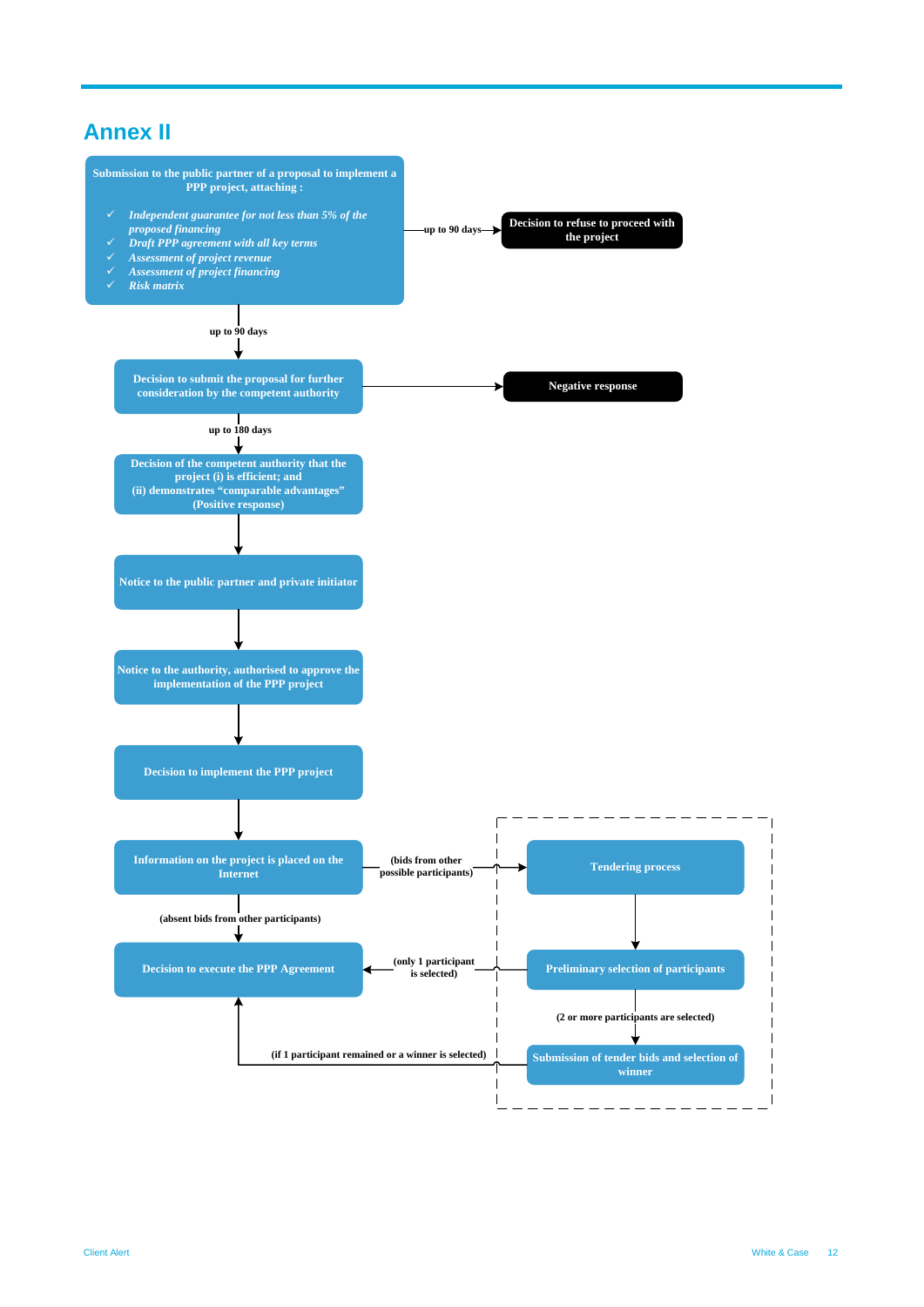# Annex II

**Submission to the public partner of a proposal to implement a PPP project, attaching :**

- ✓ *Independent guarantee for not less than 5% of the proposed financing*
- ✓ *Draft PPP agreement with all key terms*
- ✓ *Assessment of project revenue*
- ✓ *Assessment of project financing*
- ✓ *Risk matrix*

→ up to 90 days → **Decision to refuse to proceed with the project**

↓ up to 90 days

**Decision to submit the proposal for further consideration by the competent authority** → **Negative response**

↓ up to 180 days

**Decision of the competent authority that the project (i) is efficient; and (ii) demonstrates "comparable advantages" (Positive response)**

↓

**Notice to the public partner and private initiator**

↓

**Notice to the authority, authorised to approve the implementation of the PPP project**

↓

**Decision to implement the PPP project**

↓

**Information on the project is placed on the Internet**

→ (bids from other possible participants) → **Tendering process**

↓ (absent bids from other participants)

**Decision to execute the PPP Agreement**

**Tendering process**

↓

**Preliminary selection of participants** → (only 1 participant is selected) → **Decision to execute the PPP Agreement**

↓ (2 or more participants are selected)

**Submission of tender bids and selection of winner** → (if 1 participant remained or a winner is selected) → **Decision to execute the PPP Agreement**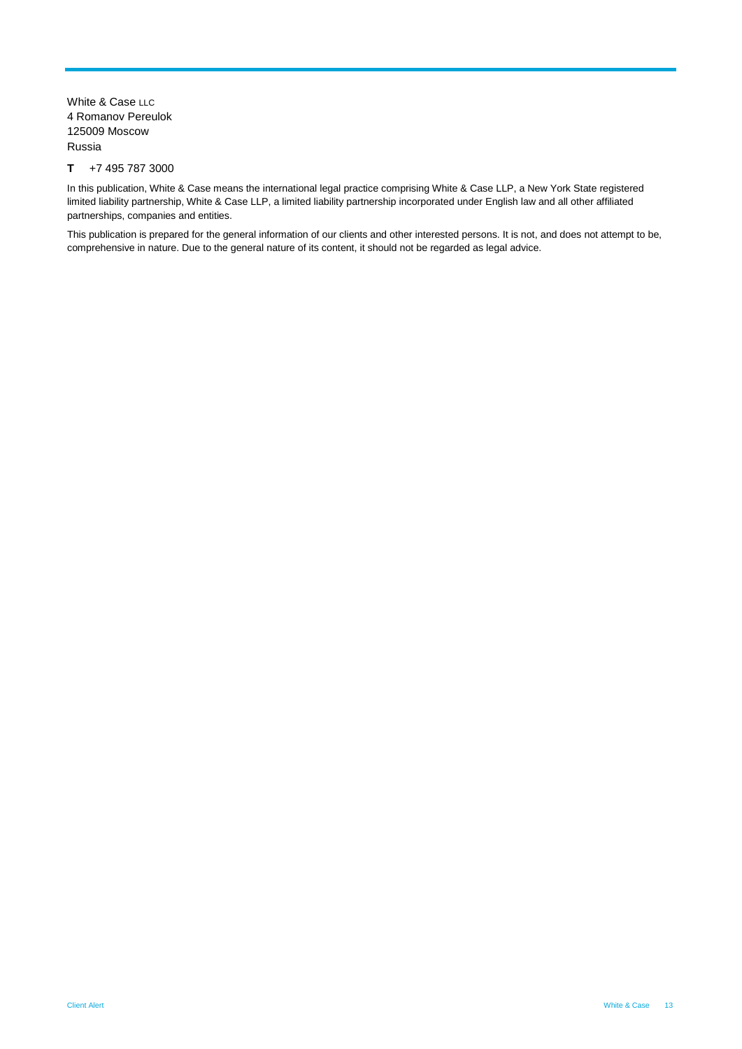White & Case LLC
4 Romanov Pereulok
125009 Moscow
Russia

**T** +7 495 787 3000

In this publication, White & Case means the international legal practice comprising White & Case LLP, a New York State registered limited liability partnership, White & Case LLP, a limited liability partnership incorporated under English law and all other affiliated partnerships, companies and entities.

This publication is prepared for the general information of our clients and other interested persons. It is not, and does not attempt to be, comprehensive in nature. Due to the general nature of its content, it should not be regarded as legal advice.